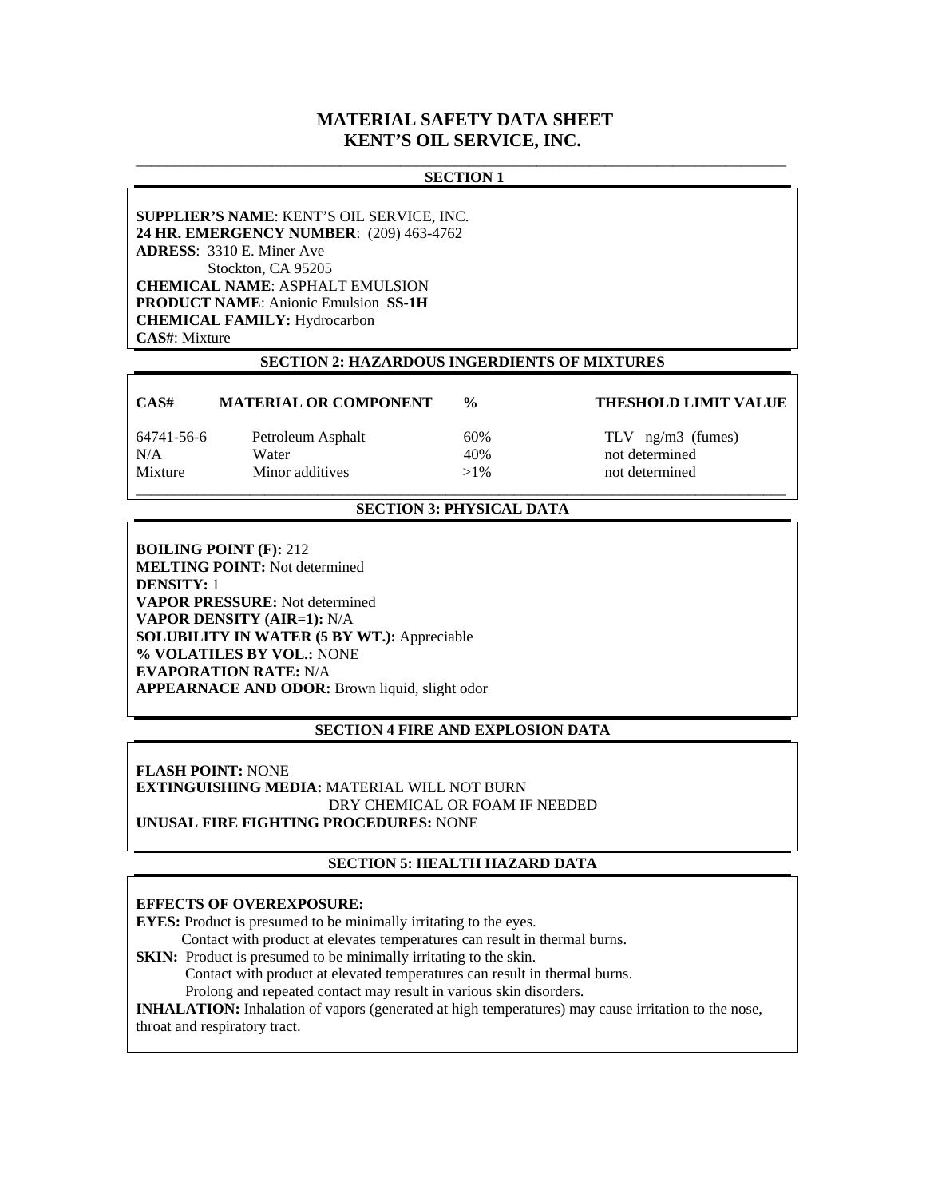# MATERIAL SAFETY DATA SHEET
# KENT'S OIL SERVICE, INC.

## SECTION 1

**SUPPLIER'S NAME**: KENT'S OIL SERVICE, INC.
**24 HR. EMERGENCY NUMBER**: (209) 463-4762
**ADRESS**: 3310 E. Miner Ave
Stockton, CA 95205
**CHEMICAL NAME**: ASPHALT EMULSION
**PRODUCT NAME**: Anionic Emulsion **SS-1H**
**CHEMICAL FAMILY:** Hydrocarbon
**CAS#**: Mixture

## SECTION 2: HAZARDOUS INGERDIENTS OF MIXTURES

| CAS# | MATERIAL OR COMPONENT | % | THESHOLD LIMIT VALUE |
|---|---|---|---|
| 64741-56-6 | Petroleum Asphalt | 60% | TLV ng/m3 (fumes) |
| N/A | Water | 40% | not determined |
| Mixture | Minor additives | >1% | not determined |

## SECTION 3: PHYSICAL DATA

**BOILING POINT (F):** 212
**MELTING POINT:** Not determined
**DENSITY:** 1
**VAPOR PRESSURE:** Not determined
**VAPOR DENSITY (AIR=1):** N/A
**SOLUBILITY IN WATER (5 BY WT.):** Appreciable
**% VOLATILES BY VOL.:** NONE
**EVAPORATION RATE:** N/A
**APPEARNACE AND ODOR:** Brown liquid, slight odor

## SECTION 4 FIRE AND EXPLOSION DATA

**FLASH POINT:** NONE
**EXTINGUISHING MEDIA:** MATERIAL WILL NOT BURN
DRY CHEMICAL OR FOAM IF NEEDED
**UNUSAL FIRE FIGHTING PROCEDURES:** NONE

## SECTION 5: HEALTH HAZARD DATA

**EFFECTS OF OVEREXPOSURE:**
**EYES:** Product is presumed to be minimally irritating to the eyes.
Contact with product at elevates temperatures can result in thermal burns.
**SKIN:** Product is presumed to be minimally irritating to the skin.
Contact with product at elevated temperatures can result in thermal burns.
Prolong and repeated contact may result in various skin disorders.
**INHALATION:** Inhalation of vapors (generated at high temperatures) may cause irritation to the nose, throat and respiratory tract.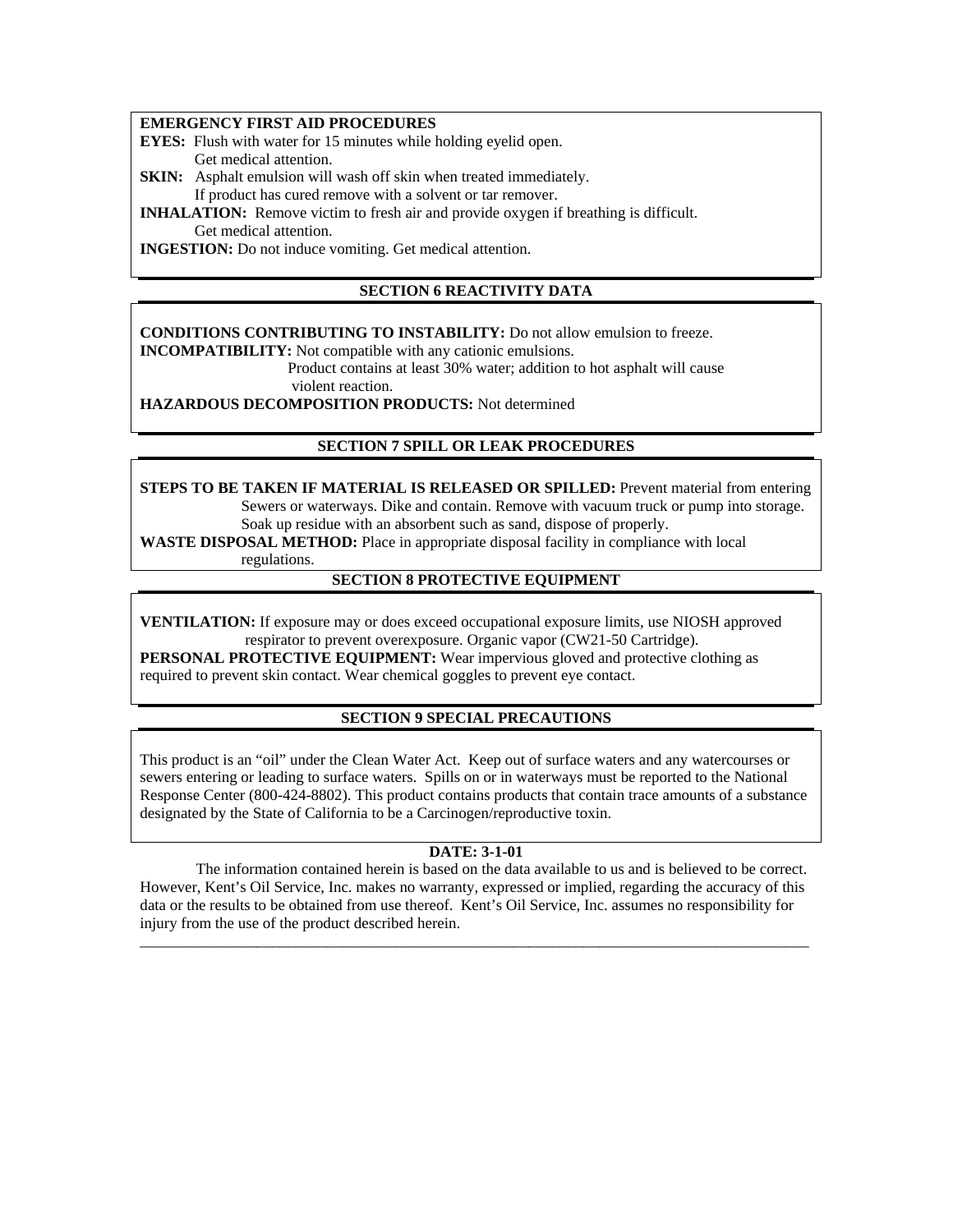**EMERGENCY FIRST AID PROCEDURES**

**EYES:** Flush with water for 15 minutes while holding eyelid open.
Get medical attention.

**SKIN:** Asphalt emulsion will wash off skin when treated immediately.
If product has cured remove with a solvent or tar remover.

**INHALATION:** Remove victim to fresh air and provide oxygen if breathing is difficult.
Get medical attention.

**INGESTION:** Do not induce vomiting. Get medical attention.

## SECTION 6 REACTIVITY DATA

**CONDITIONS CONTRIBUTING TO INSTABILITY:** Do not allow emulsion to freeze.

**INCOMPATIBILITY:** Not compatible with any cationic emulsions.
Product contains at least 30% water; addition to hot asphalt will cause violent reaction.

**HAZARDOUS DECOMPOSITION PRODUCTS:** Not determined

## SECTION 7 SPILL OR LEAK PROCEDURES

**STEPS TO BE TAKEN IF MATERIAL IS RELEASED OR SPILLED:** Prevent material from entering Sewers or waterways. Dike and contain. Remove with vacuum truck or pump into storage. Soak up residue with an absorbent such as sand, dispose of properly.

**WASTE DISPOSAL METHOD:** Place in appropriate disposal facility in compliance with local regulations.

## SECTION 8 PROTECTIVE EQUIPMENT

**VENTILATION:** If exposure may or does exceed occupational exposure limits, use NIOSH approved respirator to prevent overexposure. Organic vapor (CW21-50 Cartridge).

**PERSONAL PROTECTIVE EQUIPMENT:** Wear impervious gloved and protective clothing as required to prevent skin contact. Wear chemical goggles to prevent eye contact.

## SECTION 9 SPECIAL PRECAUTIONS

This product is an "oil" under the Clean Water Act. Keep out of surface waters and any watercourses or sewers entering or leading to surface waters. Spills on or in waterways must be reported to the National Response Center (800-424-8802). This product contains products that contain trace amounts of a substance designated by the State of California to be a Carcinogen/reproductive toxin.

**DATE: 3-1-01**

The information contained herein is based on the data available to us and is believed to be correct. However, Kent's Oil Service, Inc. makes no warranty, expressed or implied, regarding the accuracy of this data or the results to be obtained from use thereof. Kent's Oil Service, Inc. assumes no responsibility for injury from the use of the product described herein.